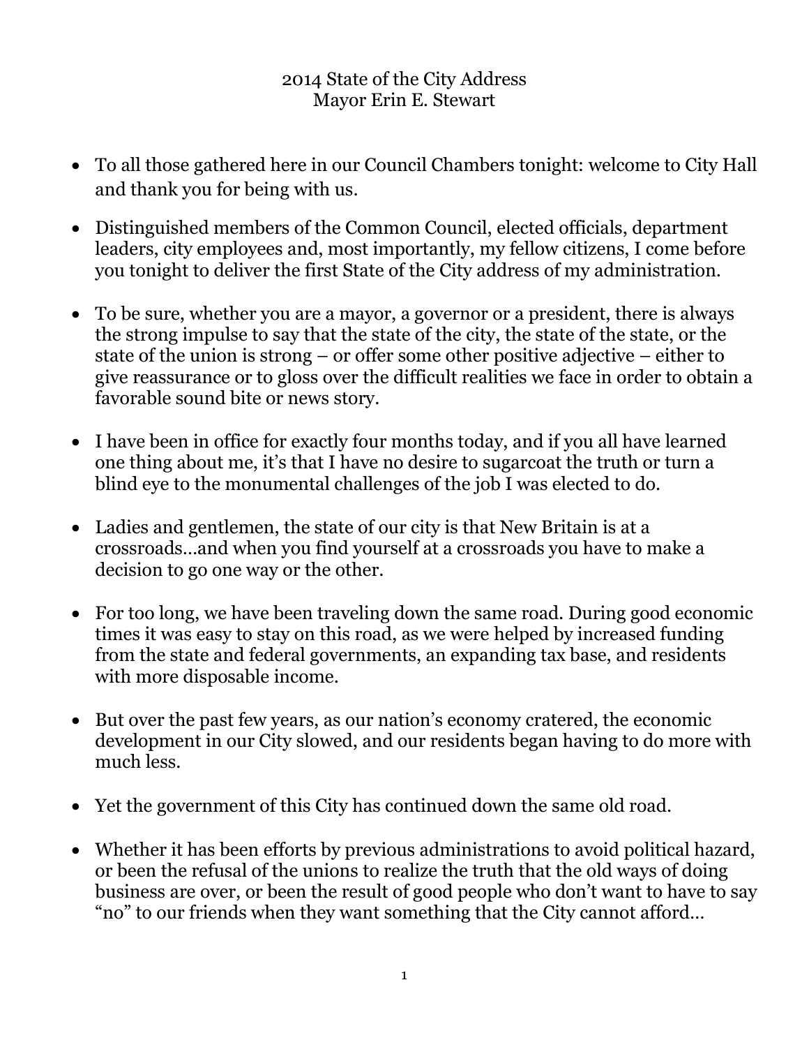2014 State of the City Address
Mayor Erin E. Stewart

- To all those gathered here in our Council Chambers tonight: welcome to City Hall and thank you for being with us.
- Distinguished members of the Common Council, elected officials, department leaders, city employees and, most importantly, my fellow citizens, I come before you tonight to deliver the first State of the City address of my administration.
- To be sure, whether you are a mayor, a governor or a president, there is always the strong impulse to say that the state of the city, the state of the state, or the state of the union is strong – or offer some other positive adjective – either to give reassurance or to gloss over the difficult realities we face in order to obtain a favorable sound bite or news story.
- I have been in office for exactly four months today, and if you all have learned one thing about me, it's that I have no desire to sugarcoat the truth or turn a blind eye to the monumental challenges of the job I was elected to do.
- Ladies and gentlemen, the state of our city is that New Britain is at a crossroads…and when you find yourself at a crossroads you have to make a decision to go one way or the other.
- For too long, we have been traveling down the same road. During good economic times it was easy to stay on this road, as we were helped by increased funding from the state and federal governments, an expanding tax base, and residents with more disposable income.
- But over the past few years, as our nation's economy cratered, the economic development in our City slowed, and our residents began having to do more with much less.
- Yet the government of this City has continued down the same old road.
- Whether it has been efforts by previous administrations to avoid political hazard, or been the refusal of the unions to realize the truth that the old ways of doing business are over, or been the result of good people who don't want to have to say "no" to our friends when they want something that the City cannot afford…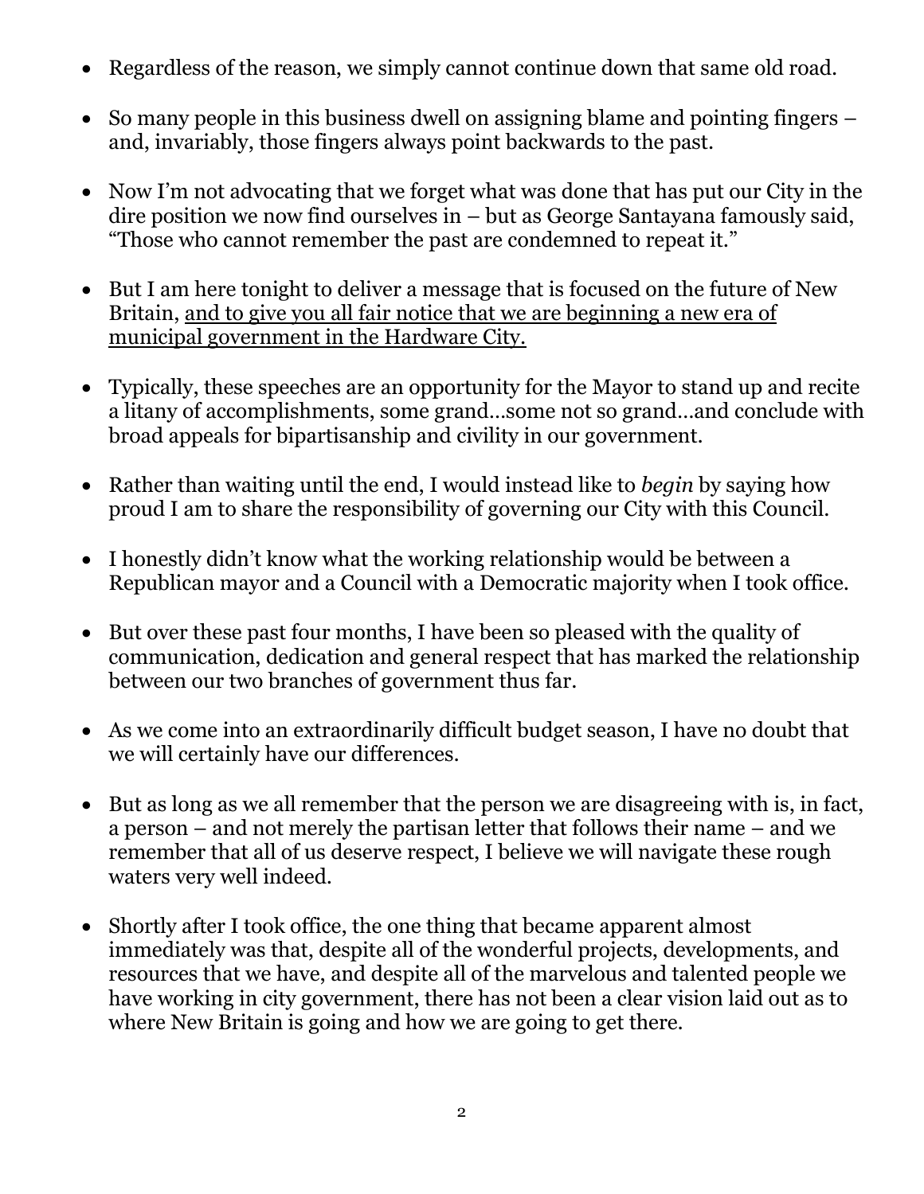- Regardless of the reason, we simply cannot continue down that same old road.

- So many people in this business dwell on assigning blame and pointing fingers – and, invariably, those fingers always point backwards to the past.

- Now I'm not advocating that we forget what was done that has put our City in the dire position we now find ourselves in – but as George Santayana famously said, "Those who cannot remember the past are condemned to repeat it."

- But I am here tonight to deliver a message that is focused on the future of New Britain, <u>and to give you all fair notice that we are beginning a new era of municipal government in the Hardware City.</u>

- Typically, these speeches are an opportunity for the Mayor to stand up and recite a litany of accomplishments, some grand…some not so grand…and conclude with broad appeals for bipartisanship and civility in our government.

- Rather than waiting until the end, I would instead like to *begin* by saying how proud I am to share the responsibility of governing our City with this Council.

- I honestly didn't know what the working relationship would be between a Republican mayor and a Council with a Democratic majority when I took office.

- But over these past four months, I have been so pleased with the quality of communication, dedication and general respect that has marked the relationship between our two branches of government thus far.

- As we come into an extraordinarily difficult budget season, I have no doubt that we will certainly have our differences.

- But as long as we all remember that the person we are disagreeing with is, in fact, a person – and not merely the partisan letter that follows their name – and we remember that all of us deserve respect, I believe we will navigate these rough waters very well indeed.

- Shortly after I took office, the one thing that became apparent almost immediately was that, despite all of the wonderful projects, developments, and resources that we have, and despite all of the marvelous and talented people we have working in city government, there has not been a clear vision laid out as to where New Britain is going and how we are going to get there.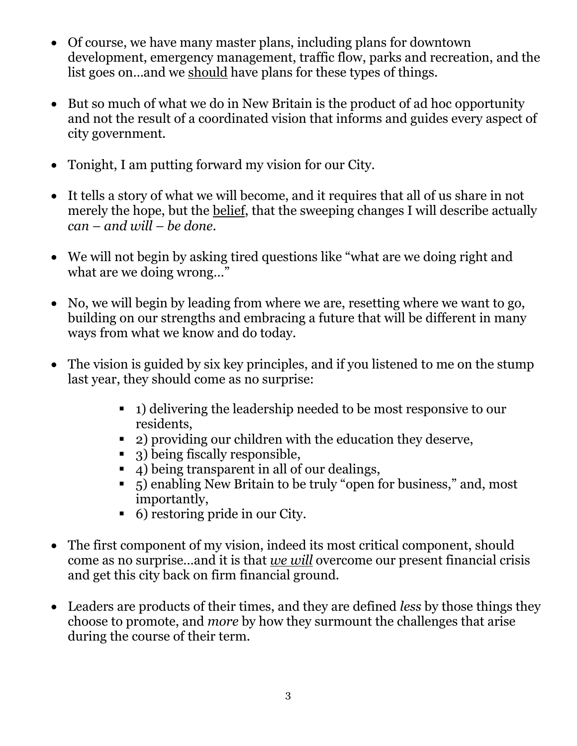- Of course, we have many master plans, including plans for downtown development, emergency management, traffic flow, parks and recreation, and the list goes on…and we <u>should</u> have plans for these types of things.

- But so much of what we do in New Britain is the product of ad hoc opportunity and not the result of a coordinated vision that informs and guides every aspect of city government.

- Tonight, I am putting forward my vision for our City.

- It tells a story of what we will become, and it requires that all of us share in not merely the hope, but the <u>belief</u>, that the sweeping changes I will describe actually *can – and will – be done*.

- We will not begin by asking tired questions like "what are we doing right and what are we doing wrong…"

- No, we will begin by leading from where we are, resetting where we want to go, building on our strengths and embracing a future that will be different in many ways from what we know and do today.

- The vision is guided by six key principles, and if you listened to me on the stump last year, they should come as no surprise:

    - 1) delivering the leadership needed to be most responsive to our residents,
    - 2) providing our children with the education they deserve,
    - 3) being fiscally responsible,
    - 4) being transparent in all of our dealings,
    - 5) enabling New Britain to be truly "open for business," and, most importantly,
    - 6) restoring pride in our City.

- The first component of my vision, indeed its most critical component, should come as no surprise…and it is that <u>*we will*</u> overcome our present financial crisis and get this city back on firm financial ground.

- Leaders are products of their times, and they are defined *less* by those things they choose to promote, and *more* by how they surmount the challenges that arise during the course of their term.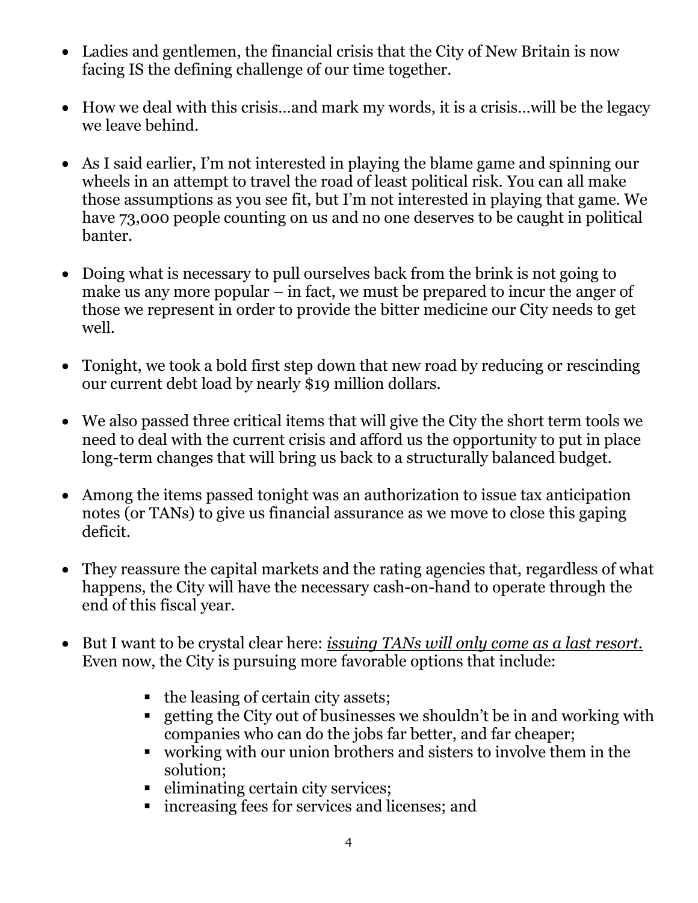- Ladies and gentlemen, the financial crisis that the City of New Britain is now facing IS the defining challenge of our time together.

- How we deal with this crisis…and mark my words, it is a crisis…will be the legacy we leave behind.

- As I said earlier, I'm not interested in playing the blame game and spinning our wheels in an attempt to travel the road of least political risk. You can all make those assumptions as you see fit, but I'm not interested in playing that game. We have 73,000 people counting on us and no one deserves to be caught in political banter.

- Doing what is necessary to pull ourselves back from the brink is not going to make us any more popular – in fact, we must be prepared to incur the anger of those we represent in order to provide the bitter medicine our City needs to get well.

- Tonight, we took a bold first step down that new road by reducing or rescinding our current debt load by nearly $19 million dollars.

- We also passed three critical items that will give the City the short term tools we need to deal with the current crisis and afford us the opportunity to put in place long-term changes that will bring us back to a structurally balanced budget.

- Among the items passed tonight was an authorization to issue tax anticipation notes (or TANs) to give us financial assurance as we move to close this gaping deficit.

- They reassure the capital markets and the rating agencies that, regardless of what happens, the City will have the necessary cash-on-hand to operate through the end of this fiscal year.

- But I want to be crystal clear here: <u>*issuing TANs will only come as a last resort.*</u> Even now, the City is pursuing more favorable options that include:

    - the leasing of certain city assets;
    - getting the City out of businesses we shouldn't be in and working with companies who can do the jobs far better, and far cheaper;
    - working with our union brothers and sisters to involve them in the solution;
    - eliminating certain city services;
    - increasing fees for services and licenses; and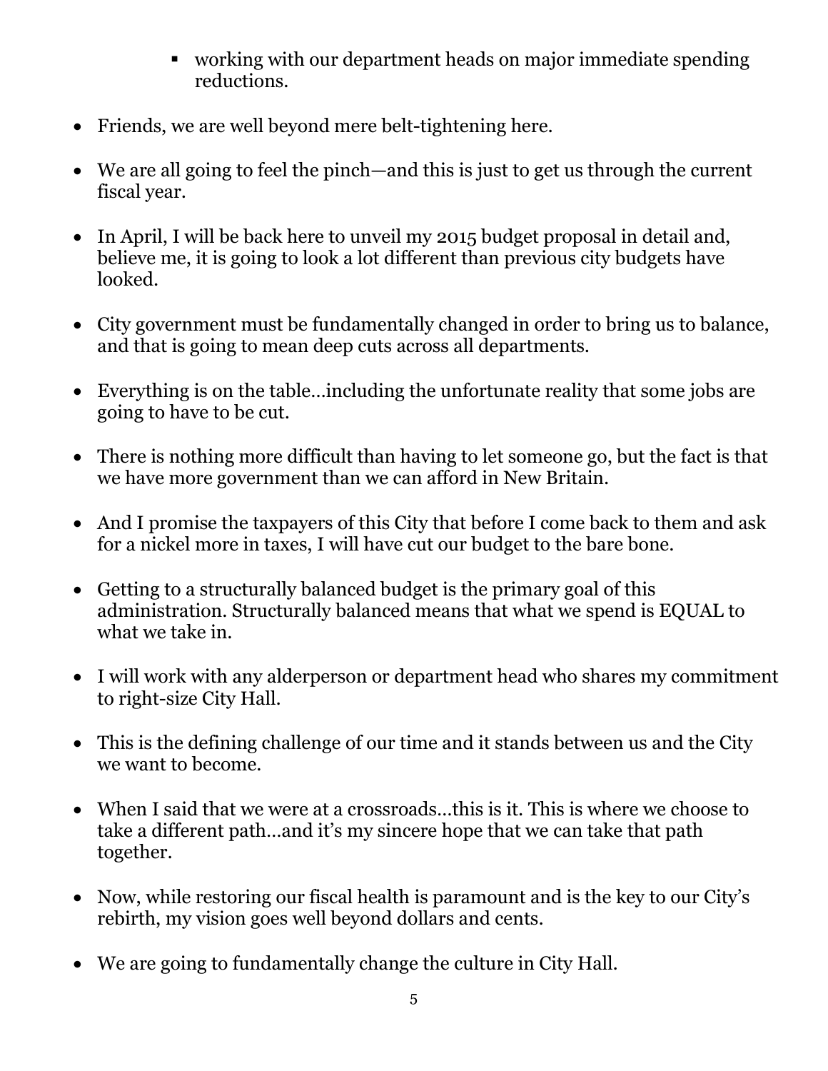- working with our department heads on major immediate spending reductions.

- Friends, we are well beyond mere belt-tightening here.

- We are all going to feel the pinch—and this is just to get us through the current fiscal year.

- In April, I will be back here to unveil my 2015 budget proposal in detail and, believe me, it is going to look a lot different than previous city budgets have looked.

- City government must be fundamentally changed in order to bring us to balance, and that is going to mean deep cuts across all departments.

- Everything is on the table…including the unfortunate reality that some jobs are going to have to be cut.

- There is nothing more difficult than having to let someone go, but the fact is that we have more government than we can afford in New Britain.

- And I promise the taxpayers of this City that before I come back to them and ask for a nickel more in taxes, I will have cut our budget to the bare bone.

- Getting to a structurally balanced budget is the primary goal of this administration. Structurally balanced means that what we spend is EQUAL to what we take in.

- I will work with any alderperson or department head who shares my commitment to right-size City Hall.

- This is the defining challenge of our time and it stands between us and the City we want to become.

- When I said that we were at a crossroads…this is it. This is where we choose to take a different path…and it's my sincere hope that we can take that path together.

- Now, while restoring our fiscal health is paramount and is the key to our City's rebirth, my vision goes well beyond dollars and cents.

- We are going to fundamentally change the culture in City Hall.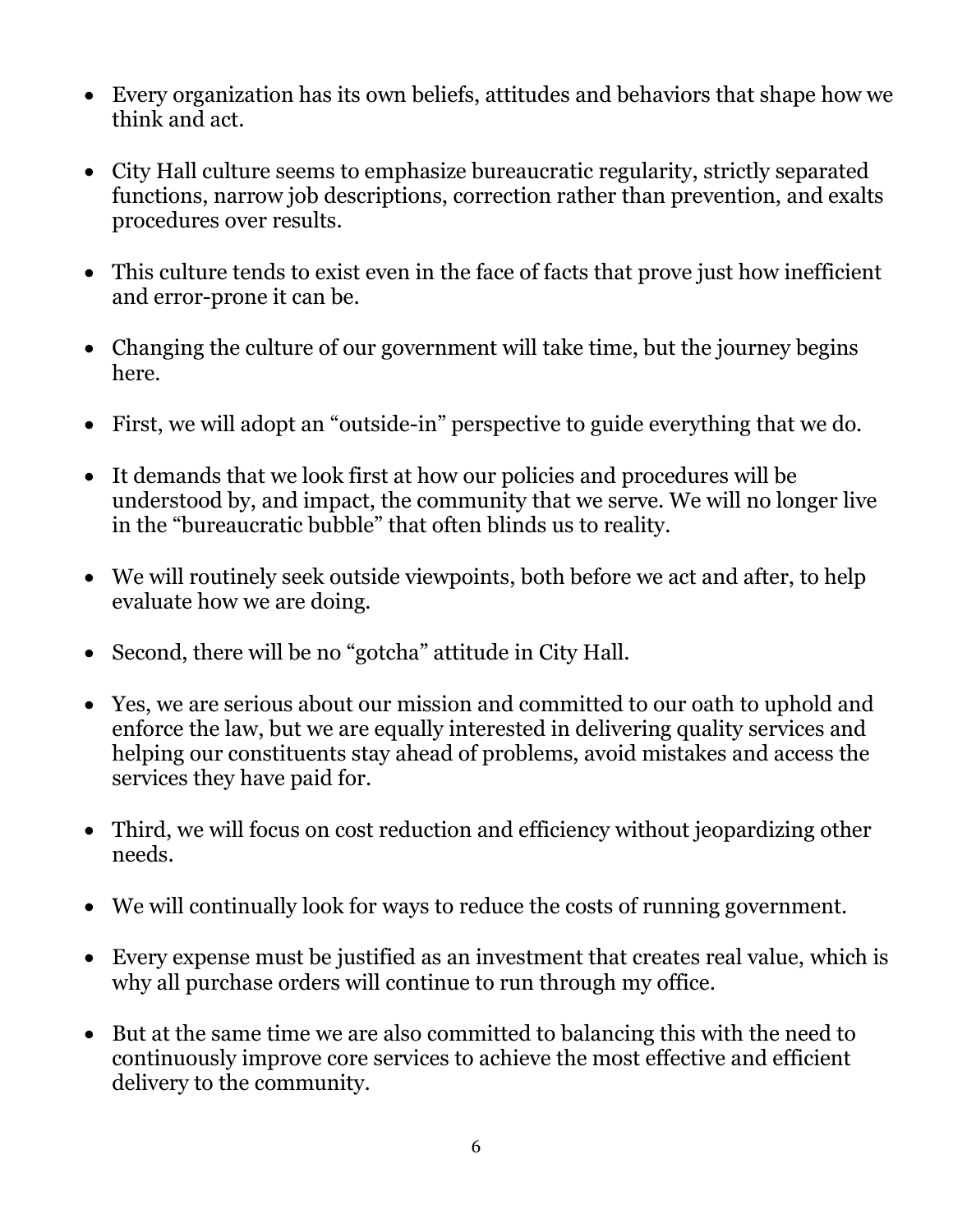- Every organization has its own beliefs, attitudes and behaviors that shape how we think and act.
- City Hall culture seems to emphasize bureaucratic regularity, strictly separated functions, narrow job descriptions, correction rather than prevention, and exalts procedures over results.
- This culture tends to exist even in the face of facts that prove just how inefficient and error-prone it can be.
- Changing the culture of our government will take time, but the journey begins here.
- First, we will adopt an "outside-in" perspective to guide everything that we do.
- It demands that we look first at how our policies and procedures will be understood by, and impact, the community that we serve. We will no longer live in the "bureaucratic bubble" that often blinds us to reality.
- We will routinely seek outside viewpoints, both before we act and after, to help evaluate how we are doing.
- Second, there will be no "gotcha" attitude in City Hall.
- Yes, we are serious about our mission and committed to our oath to uphold and enforce the law, but we are equally interested in delivering quality services and helping our constituents stay ahead of problems, avoid mistakes and access the services they have paid for.
- Third, we will focus on cost reduction and efficiency without jeopardizing other needs.
- We will continually look for ways to reduce the costs of running government.
- Every expense must be justified as an investment that creates real value, which is why all purchase orders will continue to run through my office.
- But at the same time we are also committed to balancing this with the need to continuously improve core services to achieve the most effective and efficient delivery to the community.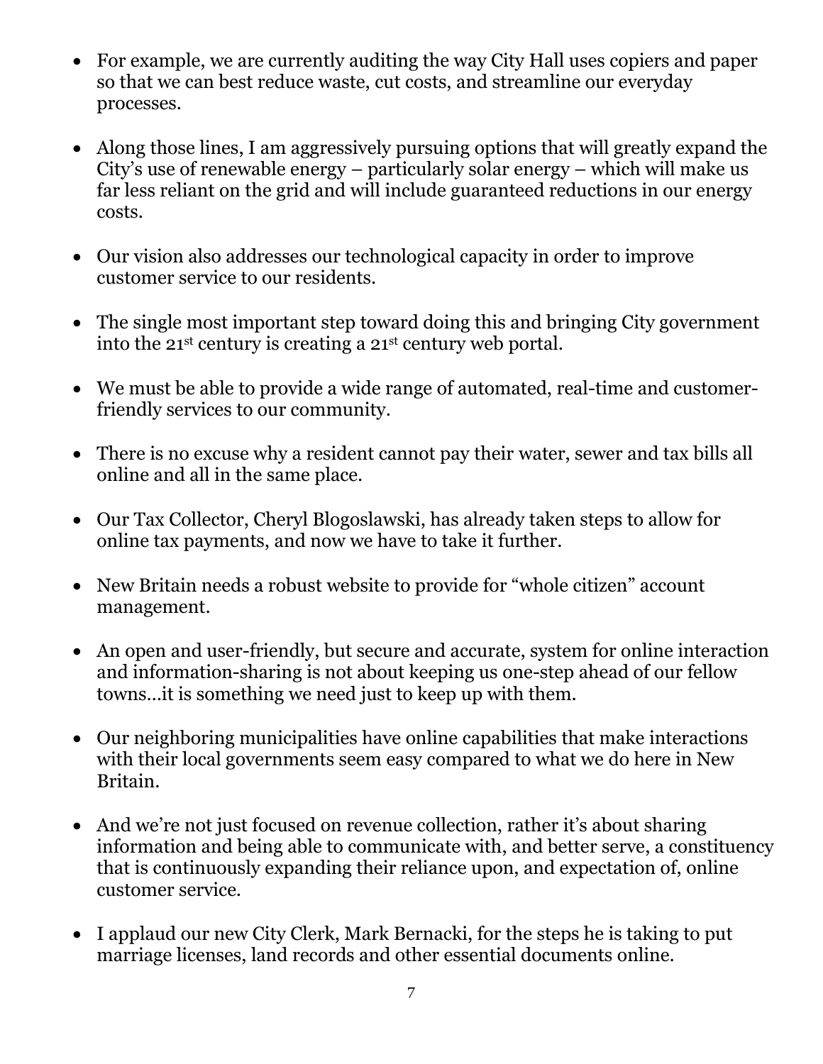- For example, we are currently auditing the way City Hall uses copiers and paper so that we can best reduce waste, cut costs, and streamline our everyday processes.

- Along those lines, I am aggressively pursuing options that will greatly expand the City's use of renewable energy – particularly solar energy – which will make us far less reliant on the grid and will include guaranteed reductions in our energy costs.

- Our vision also addresses our technological capacity in order to improve customer service to our residents.

- The single most important step toward doing this and bringing City government into the 21st century is creating a 21st century web portal.

- We must be able to provide a wide range of automated, real-time and customer-friendly services to our community.

- There is no excuse why a resident cannot pay their water, sewer and tax bills all online and all in the same place.

- Our Tax Collector, Cheryl Blogoslawski, has already taken steps to allow for online tax payments, and now we have to take it further.

- New Britain needs a robust website to provide for "whole citizen" account management.

- An open and user-friendly, but secure and accurate, system for online interaction and information-sharing is not about keeping us one-step ahead of our fellow towns…it is something we need just to keep up with them.

- Our neighboring municipalities have online capabilities that make interactions with their local governments seem easy compared to what we do here in New Britain.

- And we're not just focused on revenue collection, rather it's about sharing information and being able to communicate with, and better serve, a constituency that is continuously expanding their reliance upon, and expectation of, online customer service.

- I applaud our new City Clerk, Mark Bernacki, for the steps he is taking to put marriage licenses, land records and other essential documents online.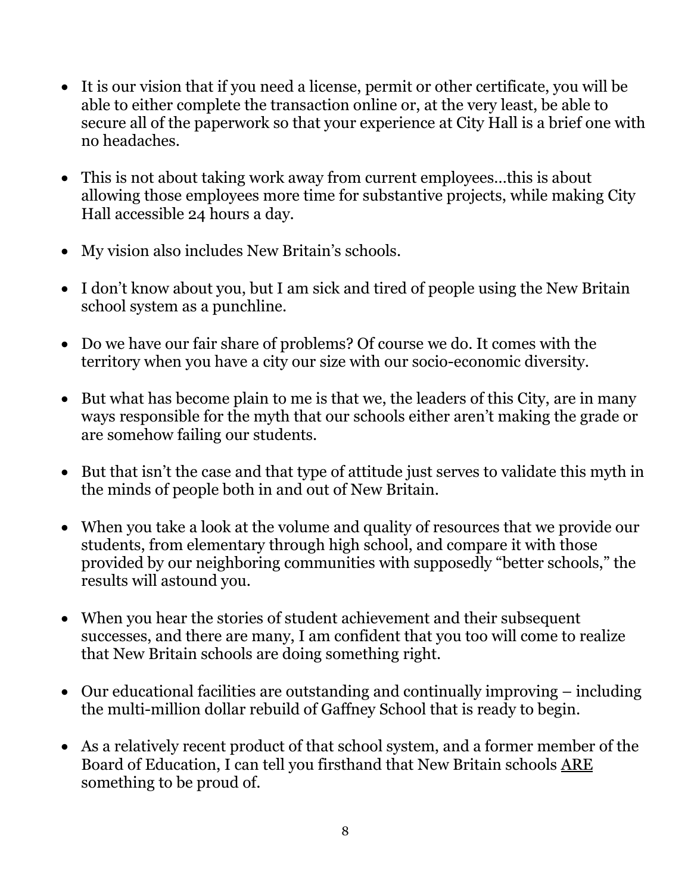- It is our vision that if you need a license, permit or other certificate, you will be able to either complete the transaction online or, at the very least, be able to secure all of the paperwork so that your experience at City Hall is a brief one with no headaches.

- This is not about taking work away from current employees…this is about allowing those employees more time for substantive projects, while making City Hall accessible 24 hours a day.

- My vision also includes New Britain's schools.

- I don't know about you, but I am sick and tired of people using the New Britain school system as a punchline.

- Do we have our fair share of problems? Of course we do. It comes with the territory when you have a city our size with our socio-economic diversity.

- But what has become plain to me is that we, the leaders of this City, are in many ways responsible for the myth that our schools either aren't making the grade or are somehow failing our students.

- But that isn't the case and that type of attitude just serves to validate this myth in the minds of people both in and out of New Britain.

- When you take a look at the volume and quality of resources that we provide our students, from elementary through high school, and compare it with those provided by our neighboring communities with supposedly "better schools," the results will astound you.

- When you hear the stories of student achievement and their subsequent successes, and there are many, I am confident that you too will come to realize that New Britain schools are doing something right.

- Our educational facilities are outstanding and continually improving – including the multi-million dollar rebuild of Gaffney School that is ready to begin.

- As a relatively recent product of that school system, and a former member of the Board of Education, I can tell you firsthand that New Britain schools <u>ARE</u> something to be proud of.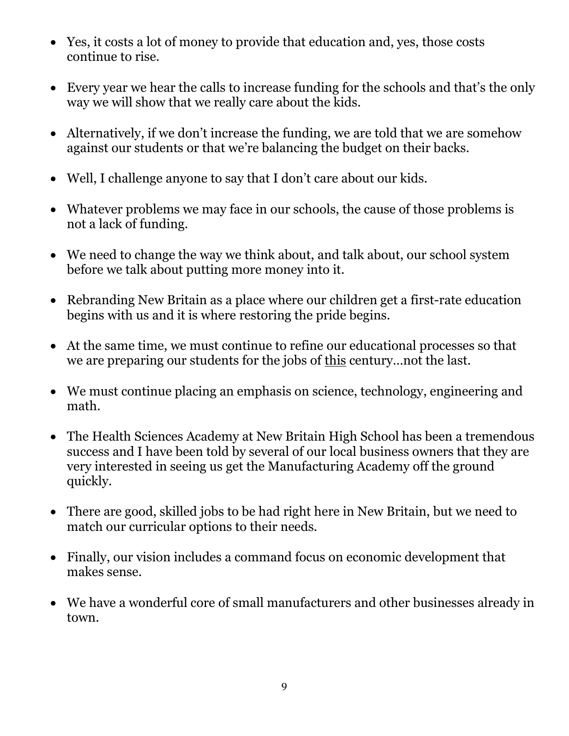- Yes, it costs a lot of money to provide that education and, yes, those costs continue to rise.

- Every year we hear the calls to increase funding for the schools and that's the only way we will show that we really care about the kids.

- Alternatively, if we don't increase the funding, we are told that we are somehow against our students or that we're balancing the budget on their backs.

- Well, I challenge anyone to say that I don't care about our kids.

- Whatever problems we may face in our schools, the cause of those problems is not a lack of funding.

- We need to change the way we think about, and talk about, our school system before we talk about putting more money into it.

- Rebranding New Britain as a place where our children get a first-rate education begins with us and it is where restoring the pride begins.

- At the same time, we must continue to refine our educational processes so that we are preparing our students for the jobs of <u>this</u> century…not the last.

- We must continue placing an emphasis on science, technology, engineering and math.

- The Health Sciences Academy at New Britain High School has been a tremendous success and I have been told by several of our local business owners that they are very interested in seeing us get the Manufacturing Academy off the ground quickly.

- There are good, skilled jobs to be had right here in New Britain, but we need to match our curricular options to their needs.

- Finally, our vision includes a command focus on economic development that makes sense.

- We have a wonderful core of small manufacturers and other businesses already in town.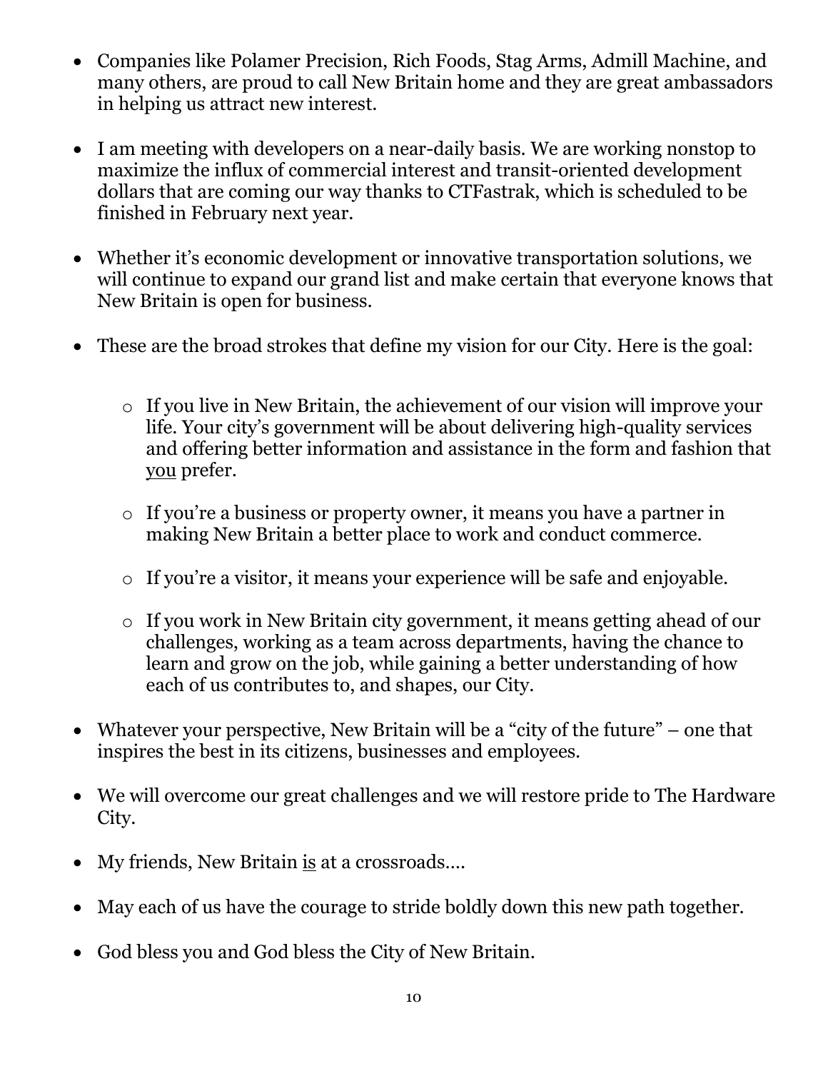- Companies like Polamer Precision, Rich Foods, Stag Arms, Admill Machine, and many others, are proud to call New Britain home and they are great ambassadors in helping us attract new interest.

- I am meeting with developers on a near-daily basis. We are working nonstop to maximize the influx of commercial interest and transit-oriented development dollars that are coming our way thanks to CTFastrak, which is scheduled to be finished in February next year.

- Whether it's economic development or innovative transportation solutions, we will continue to expand our grand list and make certain that everyone knows that New Britain is open for business.

- These are the broad strokes that define my vision for our City. Here is the goal:

  - If you live in New Britain, the achievement of our vision will improve your life. Your city's government will be about delivering high-quality services and offering better information and assistance in the form and fashion that <u>you</u> prefer.

  - If you're a business or property owner, it means you have a partner in making New Britain a better place to work and conduct commerce.

  - If you're a visitor, it means your experience will be safe and enjoyable.

  - If you work in New Britain city government, it means getting ahead of our challenges, working as a team across departments, having the chance to learn and grow on the job, while gaining a better understanding of how each of us contributes to, and shapes, our City.

- Whatever your perspective, New Britain will be a "city of the future" – one that inspires the best in its citizens, businesses and employees.

- We will overcome our great challenges and we will restore pride to The Hardware City.

- My friends, New Britain <u>is</u> at a crossroads….

- May each of us have the courage to stride boldly down this new path together.

- God bless you and God bless the City of New Britain.